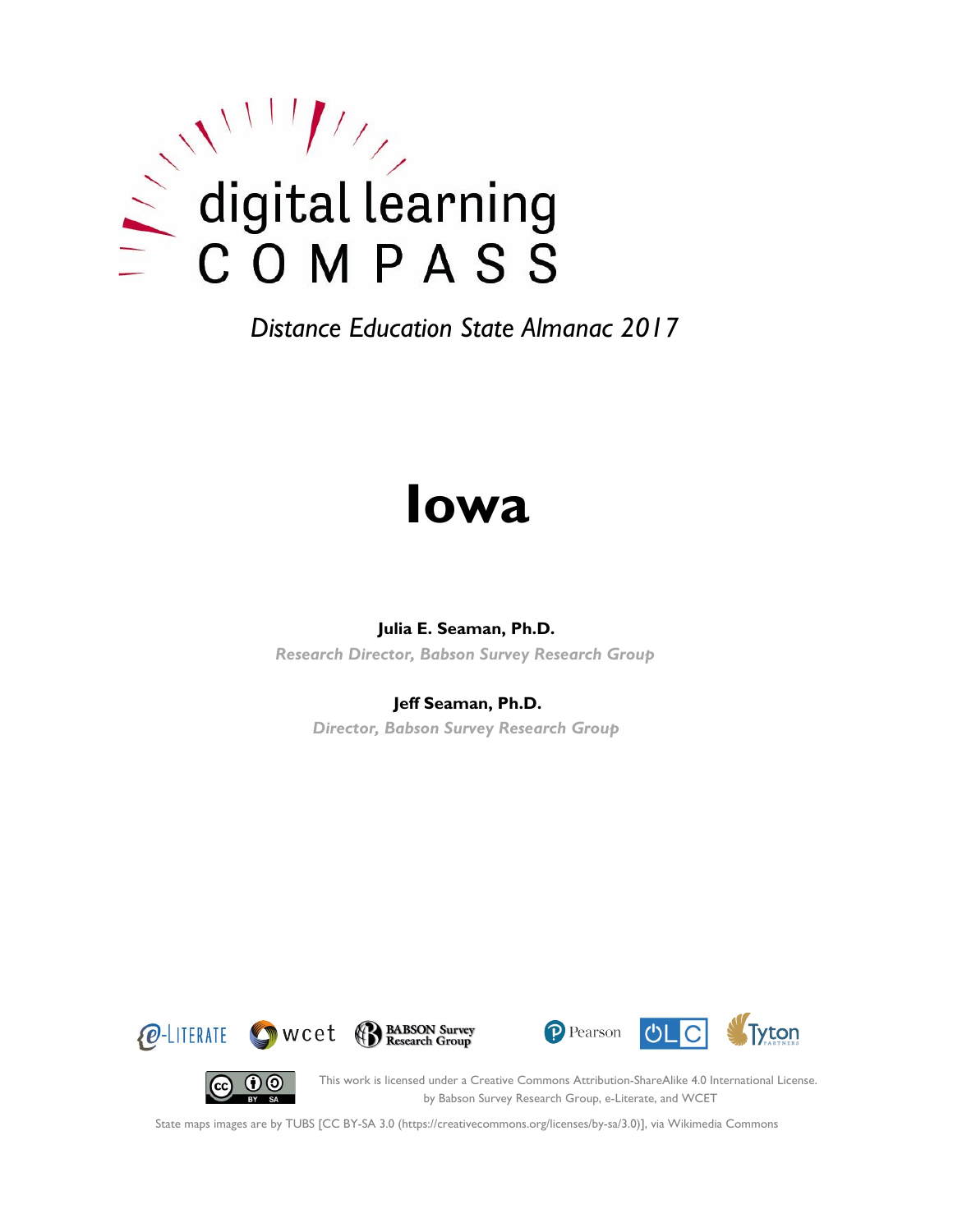digital learning

COMPASS

*Distance Education State Almanac 2017*

# Iowa

**Julia E. Seaman, Ph.D.**

*Research Director, Babson Survey Research Group*

**Jeff Seaman, Ph.D.**

*Director, Babson Survey Research Group*

This work is licensed under a Creative Commons Attribution-ShareAlike 4.0 International License. by Babson Survey Research Group, e-Literate, and WCET

State maps images are by TUBS [CC BY-SA 3.0 (https://creativecommons.org/licenses/by-sa/3.0)], via Wikimedia Commons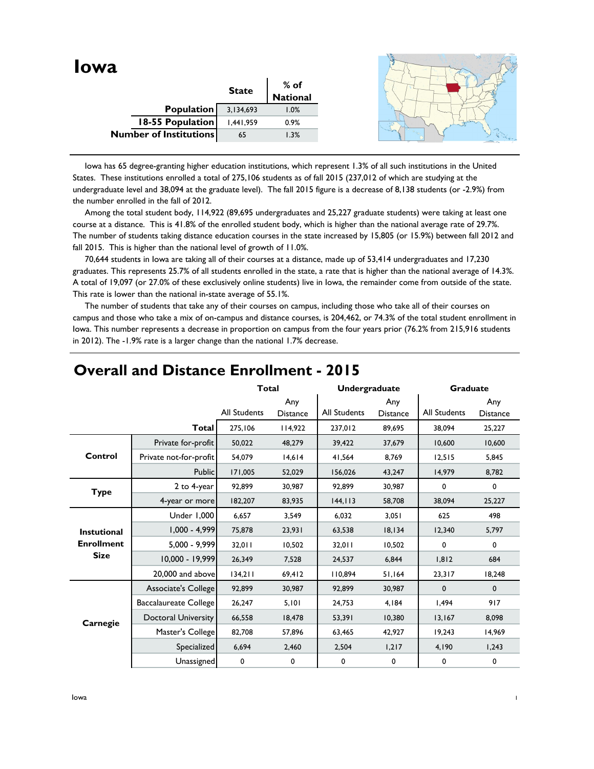# Iowa

| | State | % of National |
|---|---|---|
| **Population** | 3,134,693 | 1.0% |
| **18-55 Population** | 1,441,959 | 0.9% |
| **Number of Institutions** | 65 | 1.3% |

Iowa has 65 degree-granting higher education institutions, which represent 1.3% of all such institutions in the United States. These institutions enrolled a total of 275,106 students as of fall 2015 (237,012 of which are studying at the undergraduate level and 38,094 at the graduate level). The fall 2015 figure is a decrease of 8,138 students (or -2.9%) from the number enrolled in the fall of 2012.

Among the total student body, 114,922 (89,695 undergraduates and 25,227 graduate students) were taking at least one course at a distance. This is 41.8% of the enrolled student body, which is higher than the national average rate of 29.7%. The number of students taking distance education courses in the state increased by 15,805 (or 15.9%) between fall 2012 and fall 2015. This is higher than the national level of growth of 11.0%.

70,644 students in Iowa are taking all of their courses at a distance, made up of 53,414 undergraduates and 17,230 graduates. This represents 25.7% of all students enrolled in the state, a rate that is higher than the national average of 14.3%. A total of 19,097 (or 27.0% of these exclusively online students) live in Iowa, the remainder come from outside of the state. This rate is lower than the national in-state average of 55.1%.

The number of students that take any of their courses on campus, including those who take all of their courses on campus and those who take a mix of on-campus and distance courses, is 204,462, or 74.3% of the total student enrollment in Iowa. This number represents a decrease in proportion on campus from the four years prior (76.2% from 215,916 students in 2012). The -1.9% rate is a larger change than the national 1.7% decrease.

## Overall and Distance Enrollment - 2015

| | | Total | | Undergraduate | | Graduate | |
|---|---|---|---|---|---|---|---|
| | | All Students | Any Distance | All Students | Any Distance | All Students | Any Distance |
| | **Total** | 275,106 | 114,922 | 237,012 | 89,695 | 38,094 | 25,227 |
| **Control** | Private for-profit | 50,022 | 48,279 | 39,422 | 37,679 | 10,600 | 10,600 |
| | Private not-for-profit | 54,079 | 14,614 | 41,564 | 8,769 | 12,515 | 5,845 |
| | Public | 171,005 | 52,029 | 156,026 | 43,247 | 14,979 | 8,782 |
| **Type** | 2 to 4-year | 92,899 | 30,987 | 92,899 | 30,987 | 0 | 0 |
| | 4-year or more | 182,207 | 83,935 | 144,113 | 58,708 | 38,094 | 25,227 |
| **Instutional Enrollment Size** | Under 1,000 | 6,657 | 3,549 | 6,032 | 3,051 | 625 | 498 |
| | 1,000 - 4,999 | 75,878 | 23,931 | 63,538 | 18,134 | 12,340 | 5,797 |
| | 5,000 - 9,999 | 32,011 | 10,502 | 32,011 | 10,502 | 0 | 0 |
| | 10,000 - 19,999 | 26,349 | 7,528 | 24,537 | 6,844 | 1,812 | 684 |
| | 20,000 and above | 134,211 | 69,412 | 110,894 | 51,164 | 23,317 | 18,248 |
| **Carnegie** | Associate's College | 92,899 | 30,987 | 92,899 | 30,987 | 0 | 0 |
| | Baccalaureate College | 26,247 | 5,101 | 24,753 | 4,184 | 1,494 | 917 |
| | Doctoral University | 66,558 | 18,478 | 53,391 | 10,380 | 13,167 | 8,098 |
| | Master's College | 82,708 | 57,896 | 63,465 | 42,927 | 19,243 | 14,969 |
| | Specialized | 6,694 | 2,460 | 2,504 | 1,217 | 4,190 | 1,243 |
| | Unassigned | 0 | 0 | 0 | 0 | 0 | 0 |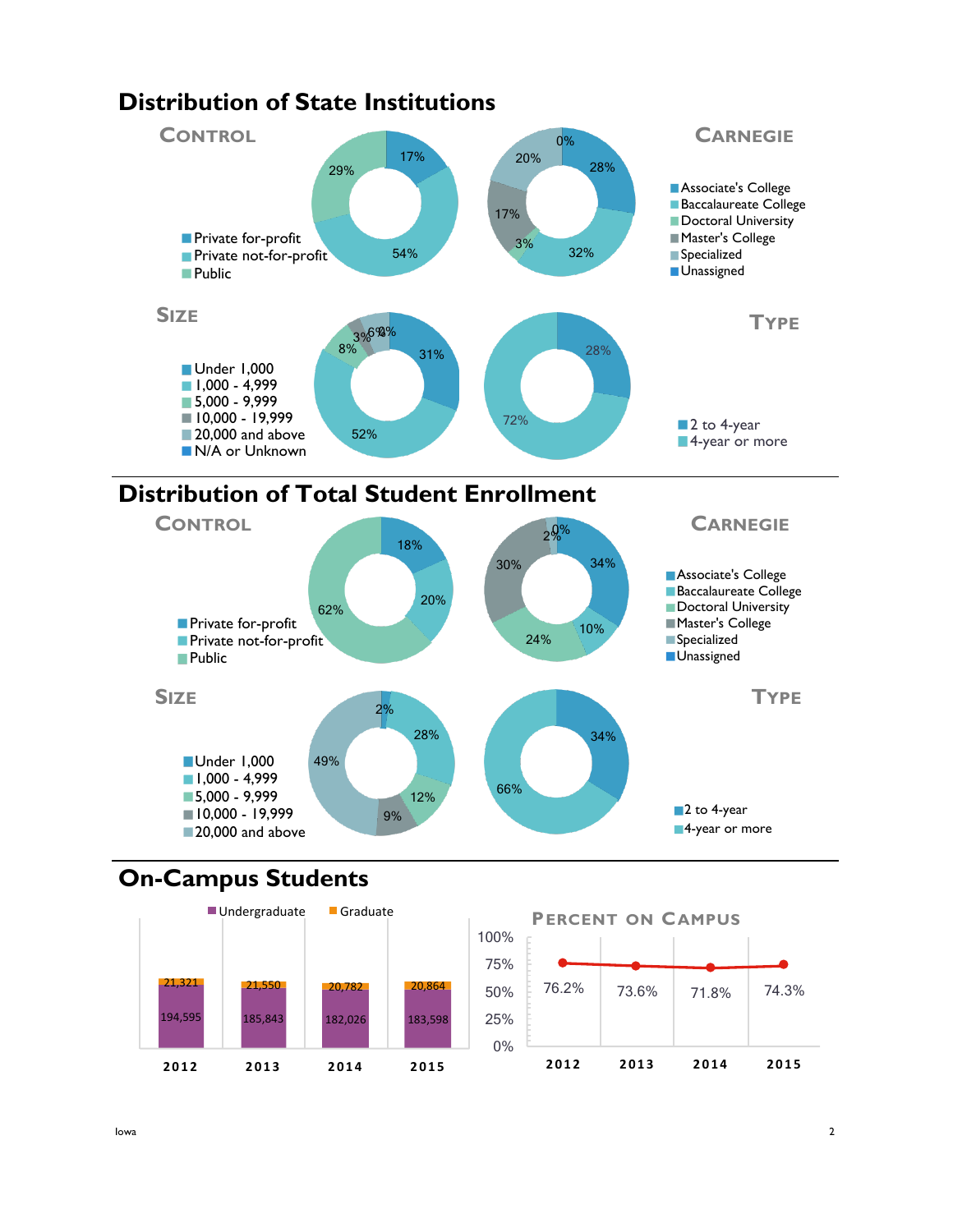# Distribution of State Institutions

## Control

- Private for-profit: 17%
- Private not-for-profit: 54%
- Public: 29%

## Carnegie

- Associate's College: 28%
- Baccalaureate College: 32%
- Doctoral University: 3%
- Master's College: 17%
- Specialized: 20%
- Unassigned: 0%

## Size

- Under 1,000: 31%
- 1,000 - 4,999: 52%
- 5,000 - 9,999: 8%
- 10,000 - 19,999: 3%
- 20,000 and above: 6%
- N/A or Unknown: 0%

## Type

- 2 to 4-year: 28%
- 4-year or more: 72%

# Distribution of Total Student Enrollment

## Control

- Private for-profit: 18%
- Private not-for-profit: 20%
- Public: 62%

## Carnegie

- Associate's College: 34%
- Baccalaureate College: 10%
- Doctoral University: 24%
- Master's College: 30%
- Specialized: 2%
- Unassigned: 0%

## Size

- Under 1,000: 2%
- 1,000 - 4,999: 28%
- 5,000 - 9,999: 12%
- 10,000 - 19,999: 9%
- 20,000 and above: 49%

## Type

- 2 to 4-year: 34%
- 4-year or more: 66%

# On-Campus Students

| | 2012 | 2013 | 2014 | 2015 |
|---|---|---|---|---|
| Undergraduate | 194,595 | 185,843 | 182,026 | 183,598 |
| Graduate | 21,321 | 21,550 | 20,782 | 20,864 |

## Percent on Campus

| 2012 | 2013 | 2014 | 2015 |
|---|---|---|---|
| 76.2% | 73.6% | 71.8% | 74.3% |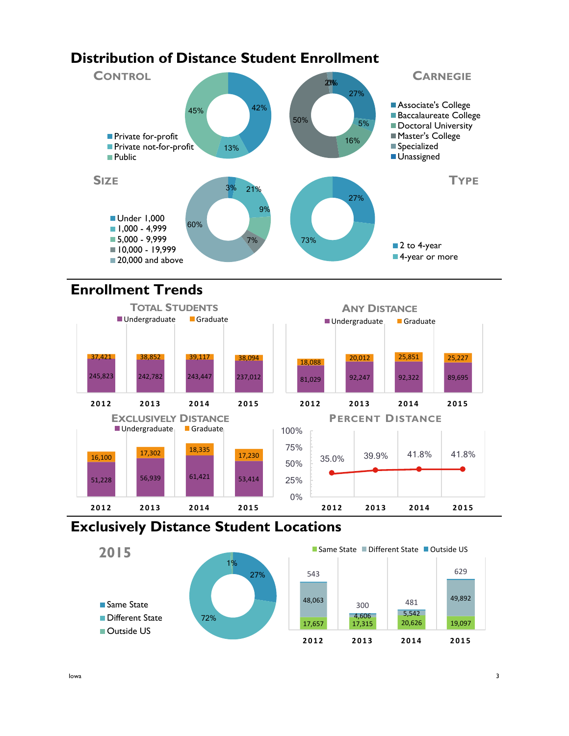# Distribution of Distance Student Enrollment

### Control

| Control | Percent |
|---|---|
| Private for-profit | 42% |
| Private not-for-profit | 13% |
| Public | 45% |

### Carnegie

| Carnegie | Percent |
|---|---|
| Associate's College | 27% |
| Baccalaureate College | 5% |
| Doctoral University | 16% |
| Master's College | 50% |
| Specialized | 2% |
| Unassigned | 0% |

### Size

| Size | Percent |
|---|---|
| Under 1,000 | 3% |
| 1,000 - 4,999 | 21% |
| 5,000 - 9,999 | 9% |
| 10,000 - 19,999 | 7% |
| 20,000 and above | 60% |

### Type

| Type | Percent |
|---|---|
| 2 to 4-year | 27% |
| 4-year or more | 73% |

# Enrollment Trends

### Total Students

| Year | Undergraduate | Graduate |
|---|---|---|
| 2012 | 245,823 | 37,421 |
| 2013 | 242,782 | 38,852 |
| 2014 | 243,447 | 39,117 |
| 2015 | 237,012 | 38,094 |

### Any Distance

| Year | Undergraduate | Graduate |
|---|---|---|
| 2012 | 81,029 | 18,088 |
| 2013 | 92,247 | 20,012 |
| 2014 | 92,322 | 25,851 |
| 2015 | 89,695 | 25,227 |

### Exclusively Distance

| Year | Undergraduate | Graduate |
|---|---|---|
| 2012 | 51,228 | 16,100 |
| 2013 | 56,939 | 17,302 |
| 2014 | 61,421 | 18,335 |
| 2015 | 53,414 | 17,230 |

### Percent Distance

| Year | Percent |
|---|---|
| 2012 | 35.0% |
| 2013 | 39.9% |
| 2014 | 41.8% |
| 2015 | 41.8% |

# Exclusively Distance Student Locations

### 2015

| Location | Percent |
|---|---|
| Same State | 27% |
| Different State | 72% |
| Outside US | 1% |

| Year | Same State | Different State | Outside US |
|---|---|---|---|
| 2012 | 17,657 | 48,063 | 543 |
| 2013 | 17,315 | 4,606 | 300 |
| 2014 | 20,626 | 5,542 | 481 |
| 2015 | 19,097 | 49,892 | 629 |

Iowa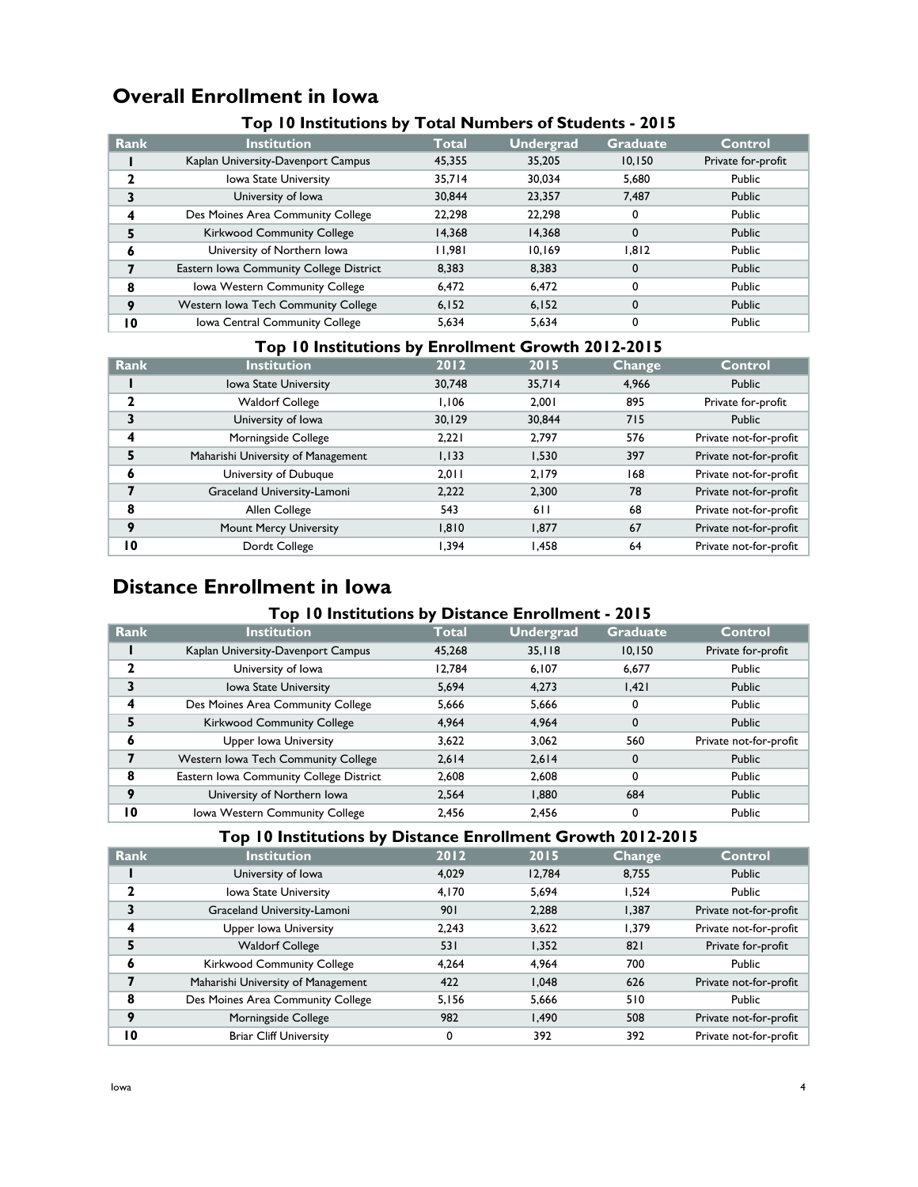## Overall Enrollment in Iowa

### Top 10 Institutions by Total Numbers of Students - 2015

| Rank | Institution | Total | Undergrad | Graduate | Control |
|---|---|---|---|---|---|
| 1 | Kaplan University-Davenport Campus | 45,355 | 35,205 | 10,150 | Private for-profit |
| 2 | Iowa State University | 35,714 | 30,034 | 5,680 | Public |
| 3 | University of Iowa | 30,844 | 23,357 | 7,487 | Public |
| 4 | Des Moines Area Community College | 22,298 | 22,298 | 0 | Public |
| 5 | Kirkwood Community College | 14,368 | 14,368 | 0 | Public |
| 6 | University of Northern Iowa | 11,981 | 10,169 | 1,812 | Public |
| 7 | Eastern Iowa Community College District | 8,383 | 8,383 | 0 | Public |
| 8 | Iowa Western Community College | 6,472 | 6,472 | 0 | Public |
| 9 | Western Iowa Tech Community College | 6,152 | 6,152 | 0 | Public |
| 10 | Iowa Central Community College | 5,634 | 5,634 | 0 | Public |

### Top 10 Institutions by Enrollment Growth 2012-2015

| Rank | Institution | 2012 | 2015 | Change | Control |
|---|---|---|---|---|---|
| 1 | Iowa State University | 30,748 | 35,714 | 4,966 | Public |
| 2 | Waldorf College | 1,106 | 2,001 | 895 | Private for-profit |
| 3 | University of Iowa | 30,129 | 30,844 | 715 | Public |
| 4 | Morningside College | 2,221 | 2,797 | 576 | Private not-for-profit |
| 5 | Maharishi University of Management | 1,133 | 1,530 | 397 | Private not-for-profit |
| 6 | University of Dubuque | 2,011 | 2,179 | 168 | Private not-for-profit |
| 7 | Graceland University-Lamoni | 2,222 | 2,300 | 78 | Private not-for-profit |
| 8 | Allen College | 543 | 611 | 68 | Private not-for-profit |
| 9 | Mount Mercy University | 1,810 | 1,877 | 67 | Private not-for-profit |
| 10 | Dordt College | 1,394 | 1,458 | 64 | Private not-for-profit |

## Distance Enrollment in Iowa

### Top 10 Institutions by Distance Enrollment - 2015

| Rank | Institution | Total | Undergrad | Graduate | Control |
|---|---|---|---|---|---|
| 1 | Kaplan University-Davenport Campus | 45,268 | 35,118 | 10,150 | Private for-profit |
| 2 | University of Iowa | 12,784 | 6,107 | 6,677 | Public |
| 3 | Iowa State University | 5,694 | 4,273 | 1,421 | Public |
| 4 | Des Moines Area Community College | 5,666 | 5,666 | 0 | Public |
| 5 | Kirkwood Community College | 4,964 | 4,964 | 0 | Public |
| 6 | Upper Iowa University | 3,622 | 3,062 | 560 | Private not-for-profit |
| 7 | Western Iowa Tech Community College | 2,614 | 2,614 | 0 | Public |
| 8 | Eastern Iowa Community College District | 2,608 | 2,608 | 0 | Public |
| 9 | University of Northern Iowa | 2,564 | 1,880 | 684 | Public |
| 10 | Iowa Western Community College | 2,456 | 2,456 | 0 | Public |

### Top 10 Institutions by Distance Enrollment Growth 2012-2015

| Rank | Institution | 2012 | 2015 | Change | Control |
|---|---|---|---|---|---|
| 1 | University of Iowa | 4,029 | 12,784 | 8,755 | Public |
| 2 | Iowa State University | 4,170 | 5,694 | 1,524 | Public |
| 3 | Graceland University-Lamoni | 901 | 2,288 | 1,387 | Private not-for-profit |
| 4 | Upper Iowa University | 2,243 | 3,622 | 1,379 | Private not-for-profit |
| 5 | Waldorf College | 531 | 1,352 | 821 | Private for-profit |
| 6 | Kirkwood Community College | 4,264 | 4,964 | 700 | Public |
| 7 | Maharishi University of Management | 422 | 1,048 | 626 | Private not-for-profit |
| 8 | Des Moines Area Community College | 5,156 | 5,666 | 510 | Public |
| 9 | Morningside College | 982 | 1,490 | 508 | Private not-for-profit |
| 10 | Briar Cliff University | 0 | 392 | 392 | Private not-for-profit |